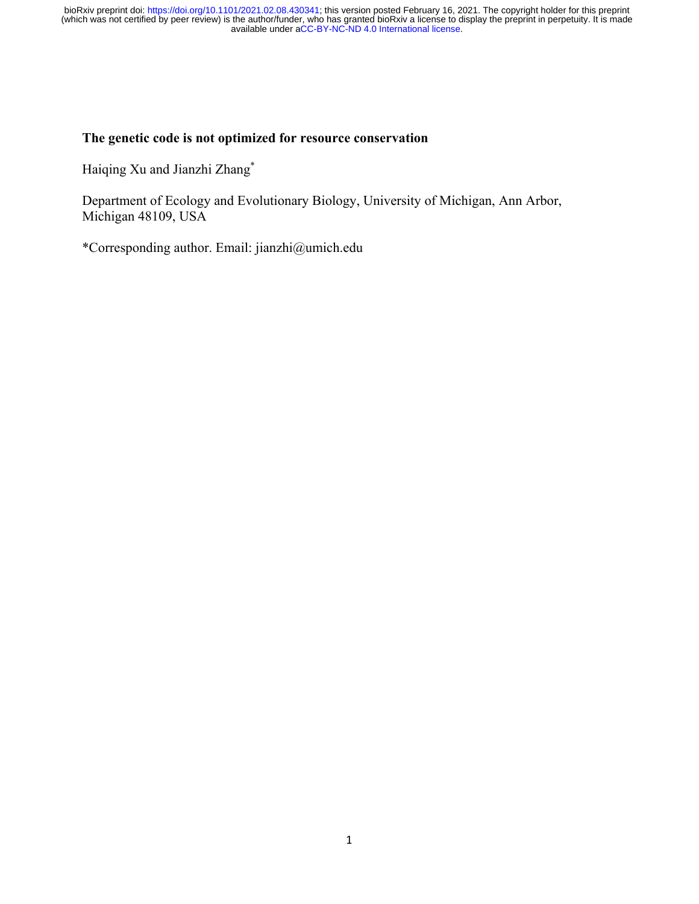# The genetic code is not optimized for resource conservation

Haiqing Xu and Jianzhi Zhang*

Department of Ecology and Evolutionary Biology, University of Michigan, Ann Arbor, Michigan 48109, USA

*Corresponding author. Email: jianzhi@umich.edu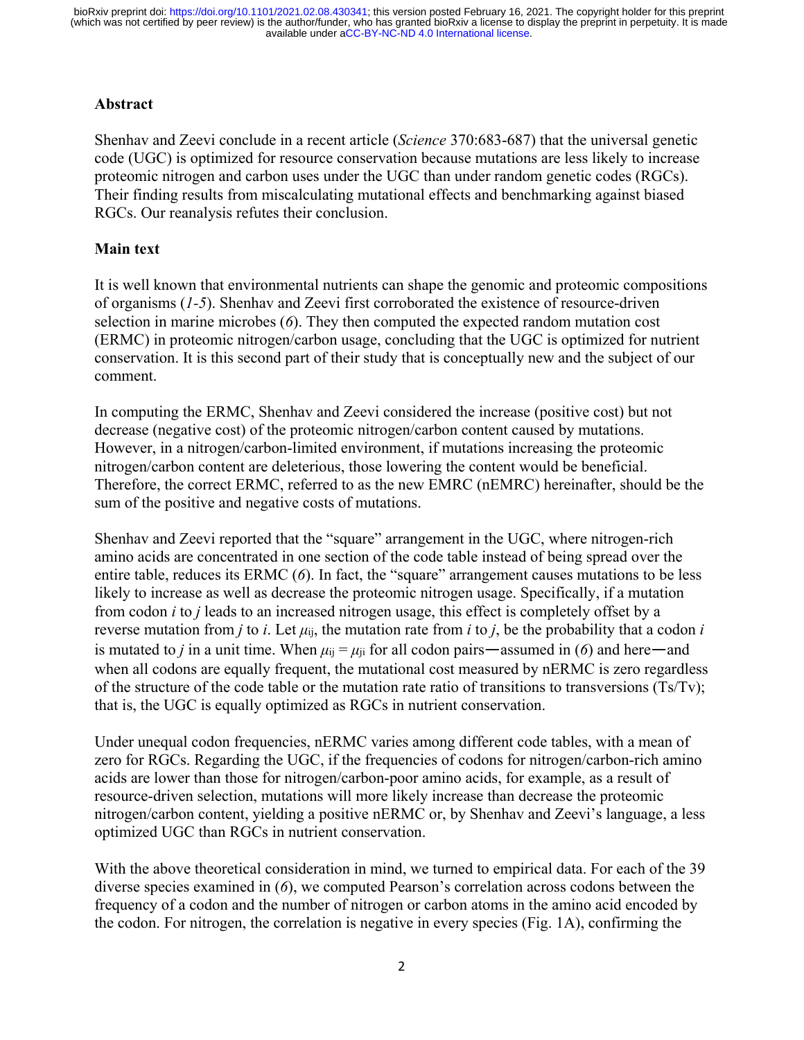## Abstract

Shenhav and Zeevi conclude in a recent article (*Science* 370:683-687) that the universal genetic code (UGC) is optimized for resource conservation because mutations are less likely to increase proteomic nitrogen and carbon uses under the UGC than under random genetic codes (RGCs). Their finding results from miscalculating mutational effects and benchmarking against biased RGCs. Our reanalysis refutes their conclusion.

## Main text

It is well known that environmental nutrients can shape the genomic and proteomic compositions of organisms (*1-5*). Shenhav and Zeevi first corroborated the existence of resource-driven selection in marine microbes (*6*). They then computed the expected random mutation cost (ERMC) in proteomic nitrogen/carbon usage, concluding that the UGC is optimized for nutrient conservation. It is this second part of their study that is conceptually new and the subject of our comment.

In computing the ERMC, Shenhav and Zeevi considered the increase (positive cost) but not decrease (negative cost) of the proteomic nitrogen/carbon content caused by mutations. However, in a nitrogen/carbon-limited environment, if mutations increasing the proteomic nitrogen/carbon content are deleterious, those lowering the content would be beneficial. Therefore, the correct ERMC, referred to as the new EMRC (nEMRC) hereinafter, should be the sum of the positive and negative costs of mutations.

Shenhav and Zeevi reported that the "square" arrangement in the UGC, where nitrogen-rich amino acids are concentrated in one section of the code table instead of being spread over the entire table, reduces its ERMC (*6*). In fact, the "square" arrangement causes mutations to be less likely to increase as well as decrease the proteomic nitrogen usage. Specifically, if a mutation from codon *i* to *j* leads to an increased nitrogen usage, this effect is completely offset by a reverse mutation from *j* to *i*. Let $\mu_{ij}$, the mutation rate from *i* to *j*, be the probability that a codon *i* is mutated to *j* in a unit time. When $\mu_{ij} = \mu_{ji}$ for all codon pairs—assumed in (*6*) and here—and when all codons are equally frequent, the mutational cost measured by nERMC is zero regardless of the structure of the code table or the mutation rate ratio of transitions to transversions (Ts/Tv); that is, the UGC is equally optimized as RGCs in nutrient conservation.

Under unequal codon frequencies, nERMC varies among different code tables, with a mean of zero for RGCs. Regarding the UGC, if the frequencies of codons for nitrogen/carbon-rich amino acids are lower than those for nitrogen/carbon-poor amino acids, for example, as a result of resource-driven selection, mutations will more likely increase than decrease the proteomic nitrogen/carbon content, yielding a positive nERMC or, by Shenhav and Zeevi's language, a less optimized UGC than RGCs in nutrient conservation.

With the above theoretical consideration in mind, we turned to empirical data. For each of the 39 diverse species examined in (*6*), we computed Pearson's correlation across codons between the frequency of a codon and the number of nitrogen or carbon atoms in the amino acid encoded by the codon. For nitrogen, the correlation is negative in every species (Fig. 1A), confirming the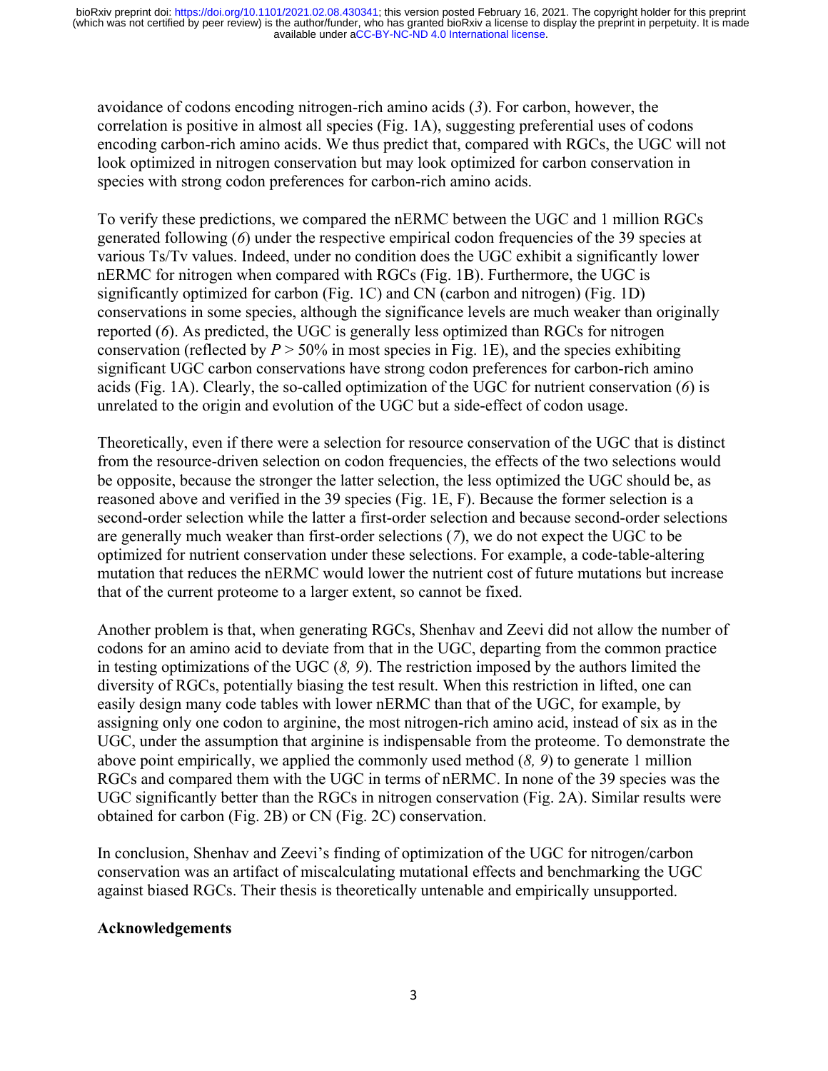avoidance of codons encoding nitrogen-rich amino acids (*3*). For carbon, however, the correlation is positive in almost all species (Fig. 1A), suggesting preferential uses of codons encoding carbon-rich amino acids. We thus predict that, compared with RGCs, the UGC will not look optimized in nitrogen conservation but may look optimized for carbon conservation in species with strong codon preferences for carbon-rich amino acids.

To verify these predictions, we compared the nERMC between the UGC and 1 million RGCs generated following (*6*) under the respective empirical codon frequencies of the 39 species at various Ts/Tv values. Indeed, under no condition does the UGC exhibit a significantly lower nERMC for nitrogen when compared with RGCs (Fig. 1B). Furthermore, the UGC is significantly optimized for carbon (Fig. 1C) and CN (carbon and nitrogen) (Fig. 1D) conservations in some species, although the significance levels are much weaker than originally reported (*6*). As predicted, the UGC is generally less optimized than RGCs for nitrogen conservation (reflected by $P > 50\%$ in most species in Fig. 1E), and the species exhibiting significant UGC carbon conservations have strong codon preferences for carbon-rich amino acids (Fig. 1A). Clearly, the so-called optimization of the UGC for nutrient conservation (*6*) is unrelated to the origin and evolution of the UGC but a side-effect of codon usage.

Theoretically, even if there were a selection for resource conservation of the UGC that is distinct from the resource-driven selection on codon frequencies, the effects of the two selections would be opposite, because the stronger the latter selection, the less optimized the UGC should be, as reasoned above and verified in the 39 species (Fig. 1E, F). Because the former selection is a second-order selection while the latter a first-order selection and because second-order selections are generally much weaker than first-order selections (*7*), we do not expect the UGC to be optimized for nutrient conservation under these selections. For example, a code-table-altering mutation that reduces the nERMC would lower the nutrient cost of future mutations but increase that of the current proteome to a larger extent, so cannot be fixed.

Another problem is that, when generating RGCs, Shenhav and Zeevi did not allow the number of codons for an amino acid to deviate from that in the UGC, departing from the common practice in testing optimizations of the UGC (*8, 9*). The restriction imposed by the authors limited the diversity of RGCs, potentially biasing the test result. When this restriction in lifted, one can easily design many code tables with lower nERMC than that of the UGC, for example, by assigning only one codon to arginine, the most nitrogen-rich amino acid, instead of six as in the UGC, under the assumption that arginine is indispensable from the proteome. To demonstrate the above point empirically, we applied the commonly used method (*8, 9*) to generate 1 million RGCs and compared them with the UGC in terms of nERMC. In none of the 39 species was the UGC significantly better than the RGCs in nitrogen conservation (Fig. 2A). Similar results were obtained for carbon (Fig. 2B) or CN (Fig. 2C) conservation.

In conclusion, Shenhav and Zeevi's finding of optimization of the UGC for nitrogen/carbon conservation was an artifact of miscalculating mutational effects and benchmarking the UGC against biased RGCs. Their thesis is theoretically untenable and empirically unsupported.

**Acknowledgements**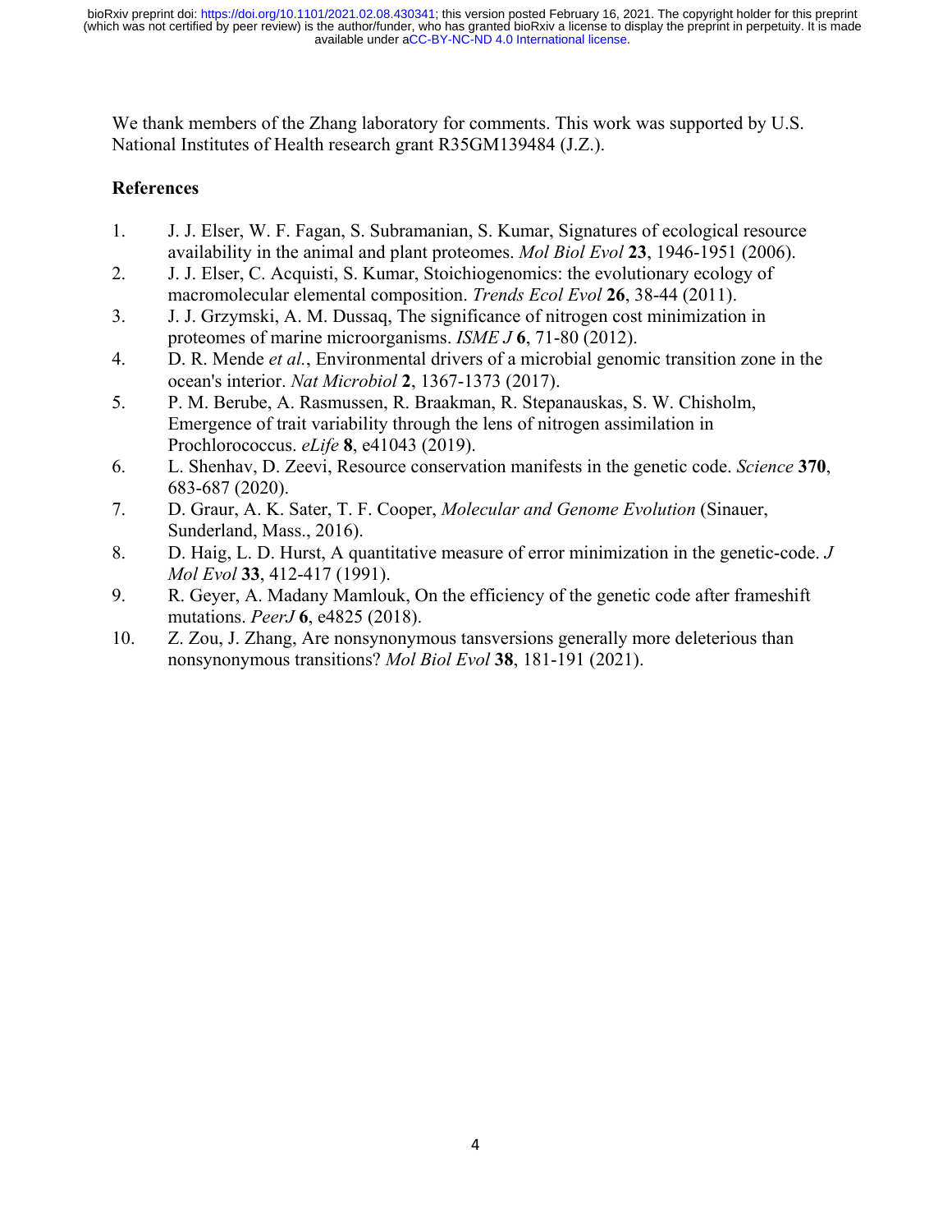We thank members of the Zhang laboratory for comments. This work was supported by U.S. National Institutes of Health research grant R35GM139484 (J.Z.).

## References

1. J. J. Elser, W. F. Fagan, S. Subramanian, S. Kumar, Signatures of ecological resource availability in the animal and plant proteomes. *Mol Biol Evol* **23**, 1946-1951 (2006).
2. J. J. Elser, C. Acquisti, S. Kumar, Stoichiogenomics: the evolutionary ecology of macromolecular elemental composition. *Trends Ecol Evol* **26**, 38-44 (2011).
3. J. J. Grzymski, A. M. Dussaq, The significance of nitrogen cost minimization in proteomes of marine microorganisms. *ISME J* **6**, 71-80 (2012).
4. D. R. Mende *et al.*, Environmental drivers of a microbial genomic transition zone in the ocean's interior. *Nat Microbiol* **2**, 1367-1373 (2017).
5. P. M. Berube, A. Rasmussen, R. Braakman, R. Stepanauskas, S. W. Chisholm, Emergence of trait variability through the lens of nitrogen assimilation in Prochlorococcus. *eLife* **8**, e41043 (2019).
6. L. Shenhav, D. Zeevi, Resource conservation manifests in the genetic code. *Science* **370**, 683-687 (2020).
7. D. Graur, A. K. Sater, T. F. Cooper, *Molecular and Genome Evolution* (Sinauer, Sunderland, Mass., 2016).
8. D. Haig, L. D. Hurst, A quantitative measure of error minimization in the genetic-code. *J Mol Evol* **33**, 412-417 (1991).
9. R. Geyer, A. Madany Mamlouk, On the efficiency of the genetic code after frameshift mutations. *PeerJ* **6**, e4825 (2018).
10. Z. Zou, J. Zhang, Are nonsynonymous tansversions generally more deleterious than nonsynonymous transitions? *Mol Biol Evol* **38**, 181-191 (2021).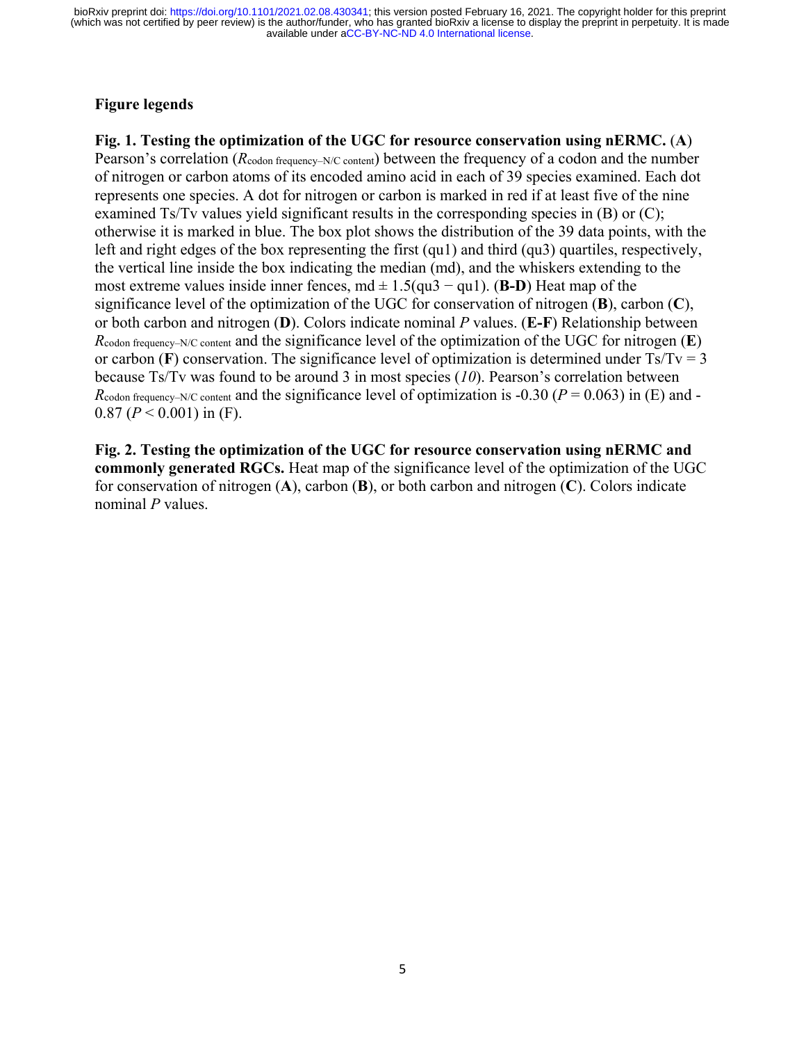## Figure legends

**Fig. 1. Testing the optimization of the UGC for resource conservation using nERMC.** (**A**) Pearson's correlation ($R_{\text{codon frequency–N/C content}}$) between the frequency of a codon and the number of nitrogen or carbon atoms of its encoded amino acid in each of 39 species examined. Each dot represents one species. A dot for nitrogen or carbon is marked in red if at least five of the nine examined Ts/Tv values yield significant results in the corresponding species in (B) or (C); otherwise it is marked in blue. The box plot shows the distribution of the 39 data points, with the left and right edges of the box representing the first (qu1) and third (qu3) quartiles, respectively, the vertical line inside the box indicating the median (md), and the whiskers extending to the most extreme values inside inner fences, md ± 1.5(qu3 − qu1). (**B-D**) Heat map of the significance level of the optimization of the UGC for conservation of nitrogen (**B**), carbon (**C**), or both carbon and nitrogen (**D**). Colors indicate nominal *P* values. (**E-F**) Relationship between $R_{\text{codon frequency–N/C content}}$ and the significance level of the optimization of the UGC for nitrogen (**E**) or carbon (**F**) conservation. The significance level of optimization is determined under Ts/Tv = 3 because Ts/Tv was found to be around 3 in most species (*10*). Pearson's correlation between $R_{\text{codon frequency–N/C content}}$ and the significance level of optimization is -0.30 ($P = 0.063$) in (E) and -0.87 ($P < 0.001$) in (F).

**Fig. 2. Testing the optimization of the UGC for resource conservation using nERMC and commonly generated RGCs.** Heat map of the significance level of the optimization of the UGC for conservation of nitrogen (**A**), carbon (**B**), or both carbon and nitrogen (**C**). Colors indicate nominal *P* values.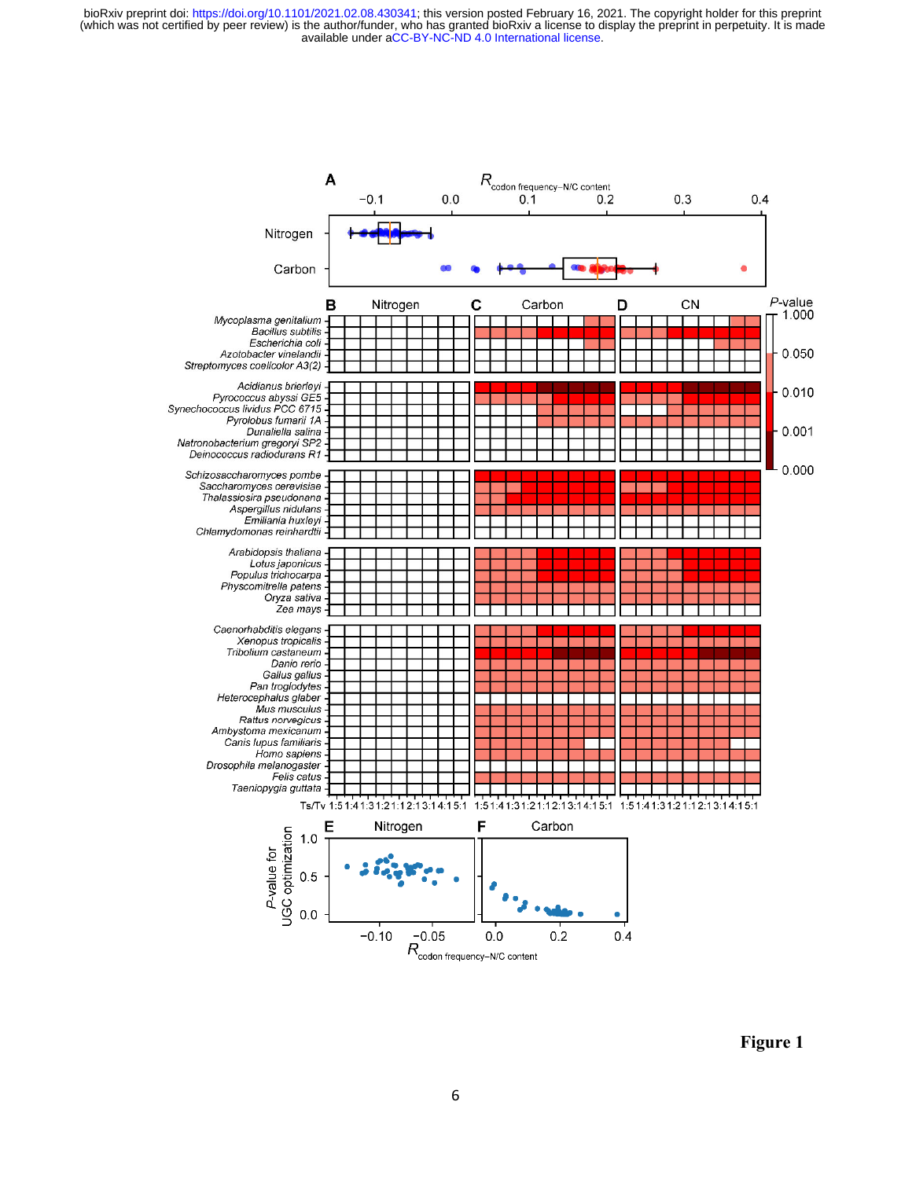Figure 1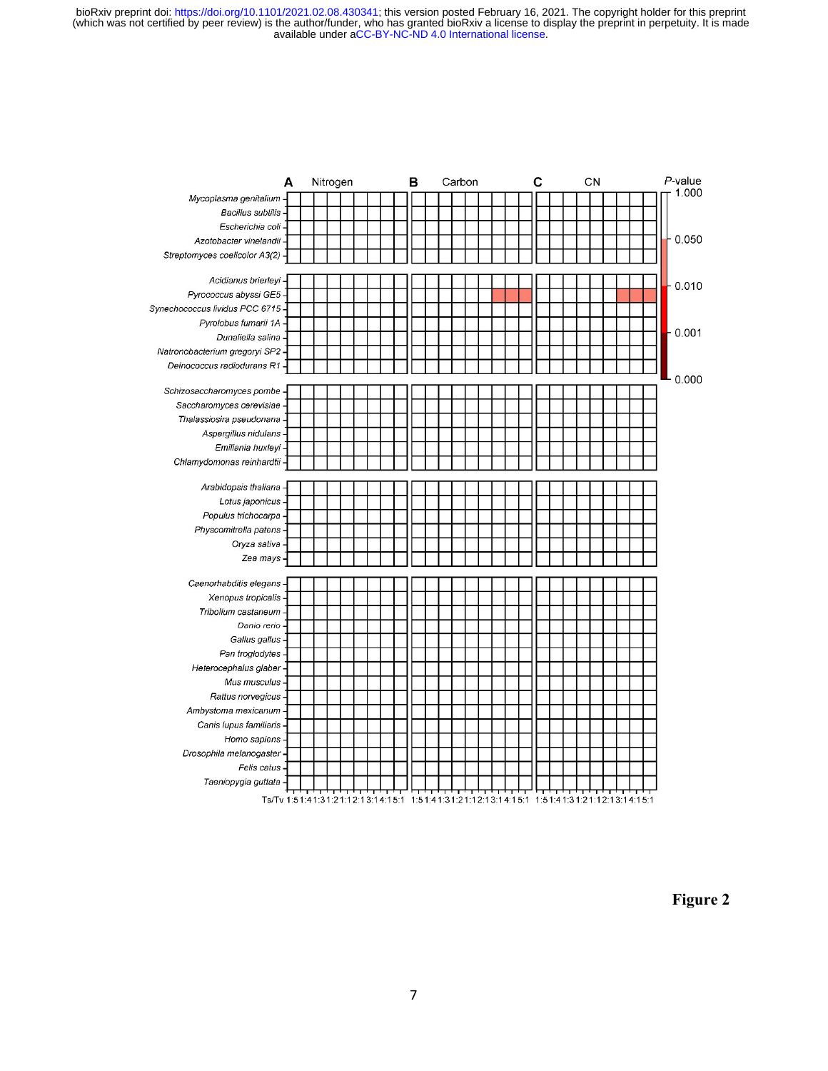A Nitrogen

B Carbon

C CN

*P*-value

1.000

0.050

0.010

0.001

0.000

*Mycoplasma genitalium*
*Bacillus subtilis*
*Escherichia coli*
*Azotobacter vinelandii*
*Streptomyces coelicolor A3(2)*

*Acidianus brierleyi*
*Pyrococcus abyssi GE5*
*Synechococcus lividus PCC 6715*
*Pyrolobus fumarii 1A*
*Dunaliella salina*
*Natronobacterium gregoryi SP2*
*Deinococcus radiodurans R1*

*Schizosaccharomyces pombe*
*Saccharomyces cerevisiae*
*Thalassiosira pseudonana*
*Aspergillus nidulans*
*Emiliania huxleyi*
*Chlamydomonas reinhardtii*

*Arabidopsis thaliana*
*Lotus japonicus*
*Populus trichocarpa*
*Physcomitrella patens*
*Oryza sativa*
*Zea mays*

*Caenorhabditis elegans*
*Xenopus tropicalis*
*Tribolium castaneum*
*Danio rerio*
*Gallus gallus*
*Pan troglodytes*
*Heterocephalus glaber*
*Mus musculus*
*Rattus norvegicus*
*Ambystoma mexicanum*
*Canis lupus familiaris*
*Homo sapiens*
*Drosophila melanogaster*
*Felis catus*
*Taeniopygia guttata*

Ts/Tv 1:5 1:4 1:3 1:2 1:1 2:1 3:1 4:1 5:1 1:5 1:4 1:3 1:2 1:1 2:1 3:1 4:1 5:1 1:5 1:4 1:3 1:2 1:1 2:1 3:1 4:1 5:1

**Figure 2**